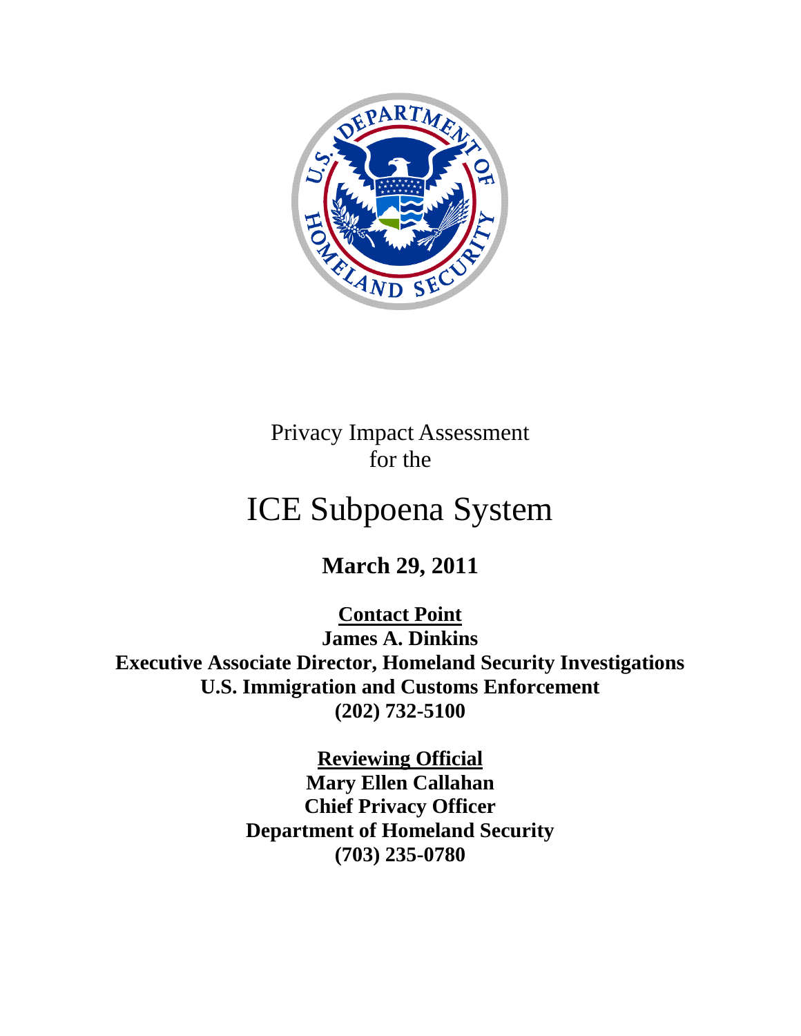Privacy Impact Assessment
for the

# ICE Subpoena System

**March 29, 2011**

**<u>Contact Point</u>**
**James A. Dinkins**
**Executive Associate Director, Homeland Security Investigations**
**U.S. Immigration and Customs Enforcement**
**(202) 732-5100**

**<u>Reviewing Official</u>**
**Mary Ellen Callahan**
**Chief Privacy Officer**
**Department of Homeland Security**
**(703) 235-0780**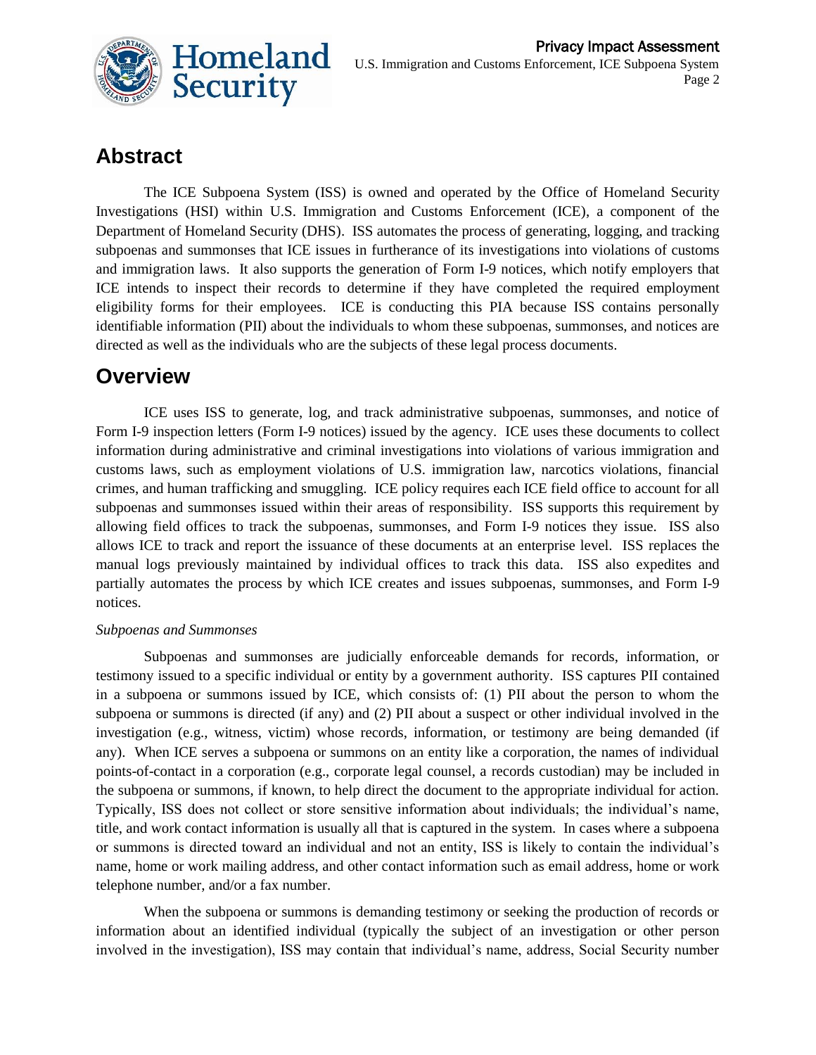## Abstract

The ICE Subpoena System (ISS) is owned and operated by the Office of Homeland Security Investigations (HSI) within U.S. Immigration and Customs Enforcement (ICE), a component of the Department of Homeland Security (DHS). ISS automates the process of generating, logging, and tracking subpoenas and summonses that ICE issues in furtherance of its investigations into violations of customs and immigration laws. It also supports the generation of Form I-9 notices, which notify employers that ICE intends to inspect their records to determine if they have completed the required employment eligibility forms for their employees. ICE is conducting this PIA because ISS contains personally identifiable information (PII) about the individuals to whom these subpoenas, summonses, and notices are directed as well as the individuals who are the subjects of these legal process documents.

## Overview

ICE uses ISS to generate, log, and track administrative subpoenas, summonses, and notice of Form I-9 inspection letters (Form I-9 notices) issued by the agency. ICE uses these documents to collect information during administrative and criminal investigations into violations of various immigration and customs laws, such as employment violations of U.S. immigration law, narcotics violations, financial crimes, and human trafficking and smuggling. ICE policy requires each ICE field office to account for all subpoenas and summonses issued within their areas of responsibility. ISS supports this requirement by allowing field offices to track the subpoenas, summonses, and Form I-9 notices they issue. ISS also allows ICE to track and report the issuance of these documents at an enterprise level. ISS replaces the manual logs previously maintained by individual offices to track this data. ISS also expedites and partially automates the process by which ICE creates and issues subpoenas, summonses, and Form I-9 notices.

*Subpoenas and Summonses*

Subpoenas and summonses are judicially enforceable demands for records, information, or testimony issued to a specific individual or entity by a government authority. ISS captures PII contained in a subpoena or summons issued by ICE, which consists of: (1) PII about the person to whom the subpoena or summons is directed (if any) and (2) PII about a suspect or other individual involved in the investigation (e.g., witness, victim) whose records, information, or testimony are being demanded (if any). When ICE serves a subpoena or summons on an entity like a corporation, the names of individual points-of-contact in a corporation (e.g., corporate legal counsel, a records custodian) may be included in the subpoena or summons, if known, to help direct the document to the appropriate individual for action. Typically, ISS does not collect or store sensitive information about individuals; the individual's name, title, and work contact information is usually all that is captured in the system. In cases where a subpoena or summons is directed toward an individual and not an entity, ISS is likely to contain the individual's name, home or work mailing address, and other contact information such as email address, home or work telephone number, and/or a fax number.

When the subpoena or summons is demanding testimony or seeking the production of records or information about an identified individual (typically the subject of an investigation or other person involved in the investigation), ISS may contain that individual's name, address, Social Security number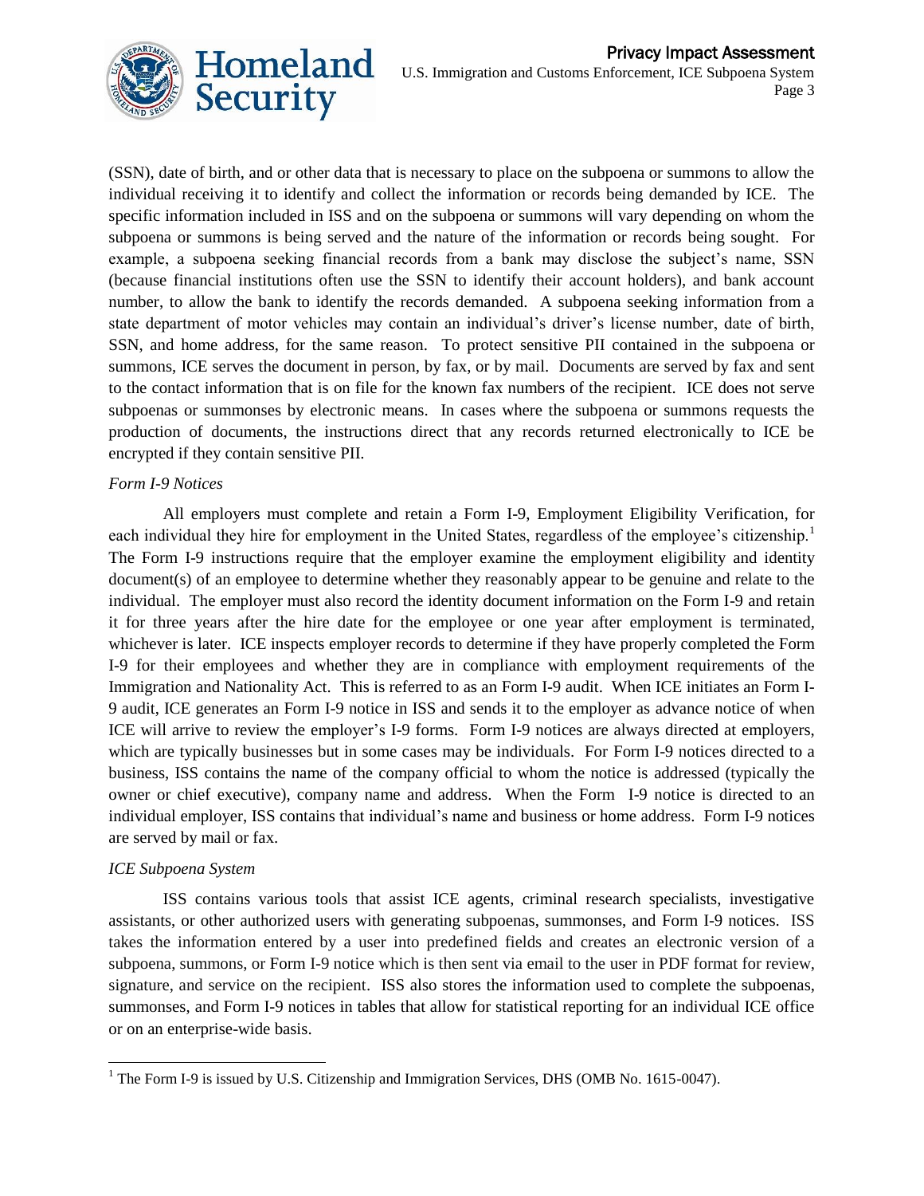(SSN), date of birth, and or other data that is necessary to place on the subpoena or summons to allow the individual receiving it to identify and collect the information or records being demanded by ICE. The specific information included in ISS and on the subpoena or summons will vary depending on whom the subpoena or summons is being served and the nature of the information or records being sought. For example, a subpoena seeking financial records from a bank may disclose the subject's name, SSN (because financial institutions often use the SSN to identify their account holders), and bank account number, to allow the bank to identify the records demanded. A subpoena seeking information from a state department of motor vehicles may contain an individual's driver's license number, date of birth, SSN, and home address, for the same reason. To protect sensitive PII contained in the subpoena or summons, ICE serves the document in person, by fax, or by mail. Documents are served by fax and sent to the contact information that is on file for the known fax numbers of the recipient. ICE does not serve subpoenas or summonses by electronic means. In cases where the subpoena or summons requests the production of documents, the instructions direct that any records returned electronically to ICE be encrypted if they contain sensitive PII.

*Form I-9 Notices*

All employers must complete and retain a Form I-9, Employment Eligibility Verification, for each individual they hire for employment in the United States, regardless of the employee's citizenship.[1] The Form I-9 instructions require that the employer examine the employment eligibility and identity document(s) of an employee to determine whether they reasonably appear to be genuine and relate to the individual. The employer must also record the identity document information on the Form I-9 and retain it for three years after the hire date for the employee or one year after employment is terminated, whichever is later. ICE inspects employer records to determine if they have properly completed the Form I-9 for their employees and whether they are in compliance with employment requirements of the Immigration and Nationality Act. This is referred to as an Form I-9 audit. When ICE initiates an Form I-9 audit, ICE generates an Form I-9 notice in ISS and sends it to the employer as advance notice of when ICE will arrive to review the employer's I-9 forms. Form I-9 notices are always directed at employers, which are typically businesses but in some cases may be individuals. For Form I-9 notices directed to a business, ISS contains the name of the company official to whom the notice is addressed (typically the owner or chief executive), company name and address. When the Form I-9 notice is directed to an individual employer, ISS contains that individual's name and business or home address. Form I-9 notices are served by mail or fax.

*ICE Subpoena System*

ISS contains various tools that assist ICE agents, criminal research specialists, investigative assistants, or other authorized users with generating subpoenas, summonses, and Form I-9 notices. ISS takes the information entered by a user into predefined fields and creates an electronic version of a subpoena, summons, or Form I-9 notice which is then sent via email to the user in PDF format for review, signature, and service on the recipient. ISS also stores the information used to complete the subpoenas, summonses, and Form I-9 notices in tables that allow for statistical reporting for an individual ICE office or on an enterprise-wide basis.

---

[1] The Form I-9 is issued by U.S. Citizenship and Immigration Services, DHS (OMB No. 1615-0047).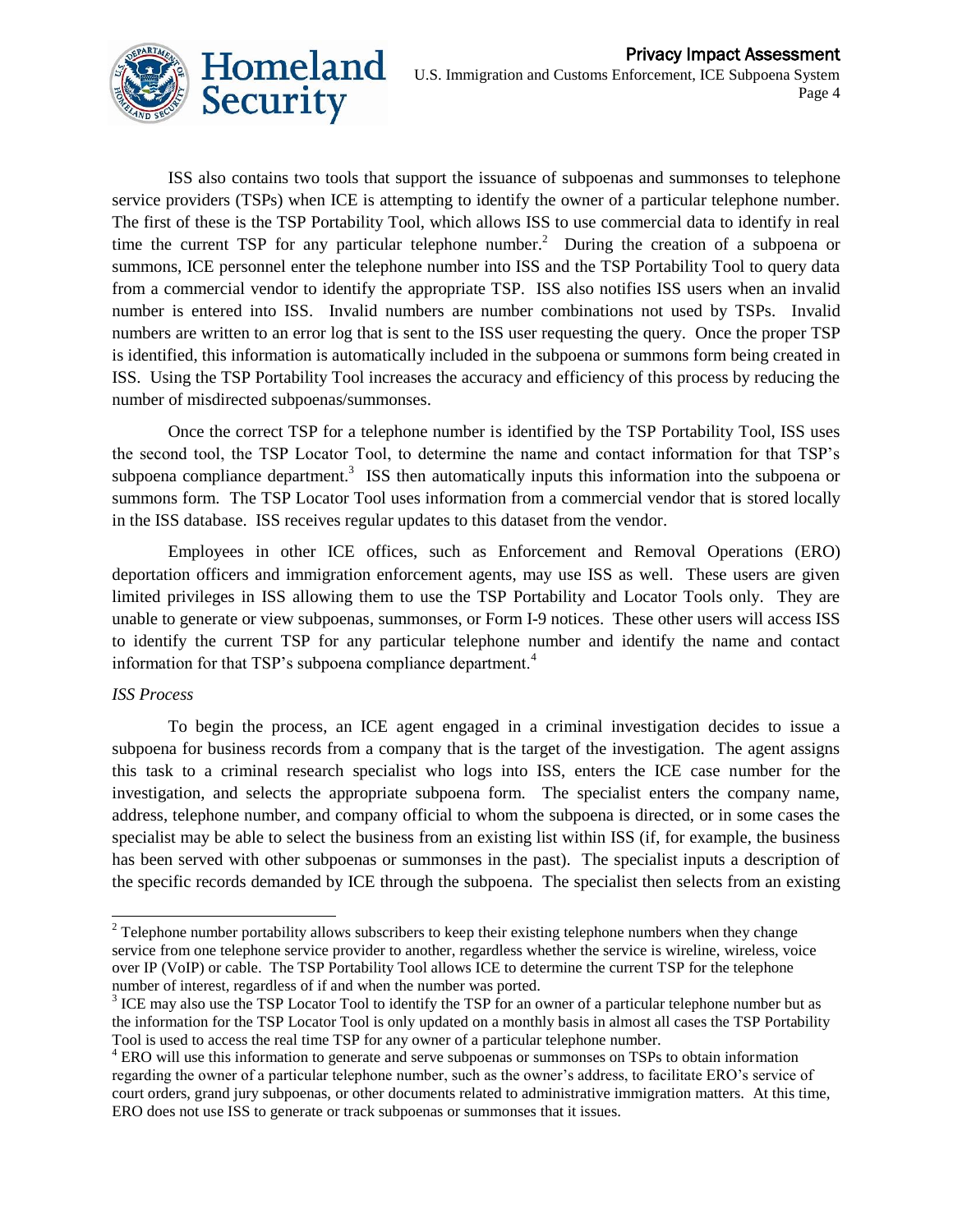ISS also contains two tools that support the issuance of subpoenas and summonses to telephone service providers (TSPs) when ICE is attempting to identify the owner of a particular telephone number. The first of these is the TSP Portability Tool, which allows ISS to use commercial data to identify in real time the current TSP for any particular telephone number.[2] During the creation of a subpoena or summons, ICE personnel enter the telephone number into ISS and the TSP Portability Tool to query data from a commercial vendor to identify the appropriate TSP. ISS also notifies ISS users when an invalid number is entered into ISS. Invalid numbers are number combinations not used by TSPs. Invalid numbers are written to an error log that is sent to the ISS user requesting the query. Once the proper TSP is identified, this information is automatically included in the subpoena or summons form being created in ISS. Using the TSP Portability Tool increases the accuracy and efficiency of this process by reducing the number of misdirected subpoenas/summonses.

Once the correct TSP for a telephone number is identified by the TSP Portability Tool, ISS uses the second tool, the TSP Locator Tool, to determine the name and contact information for that TSP's subpoena compliance department.[3] ISS then automatically inputs this information into the subpoena or summons form. The TSP Locator Tool uses information from a commercial vendor that is stored locally in the ISS database. ISS receives regular updates to this dataset from the vendor.

Employees in other ICE offices, such as Enforcement and Removal Operations (ERO) deportation officers and immigration enforcement agents, may use ISS as well. These users are given limited privileges in ISS allowing them to use the TSP Portability and Locator Tools only. They are unable to generate or view subpoenas, summonses, or Form I-9 notices. These other users will access ISS to identify the current TSP for any particular telephone number and identify the name and contact information for that TSP's subpoena compliance department.[4]

*ISS Process*

To begin the process, an ICE agent engaged in a criminal investigation decides to issue a subpoena for business records from a company that is the target of the investigation. The agent assigns this task to a criminal research specialist who logs into ISS, enters the ICE case number for the investigation, and selects the appropriate subpoena form. The specialist enters the company name, address, telephone number, and company official to whom the subpoena is directed, or in some cases the specialist may be able to select the business from an existing list within ISS (if, for example, the business has been served with other subpoenas or summonses in the past). The specialist inputs a description of the specific records demanded by ICE through the subpoena. The specialist then selects from an existing

---

[2] Telephone number portability allows subscribers to keep their existing telephone numbers when they change service from one telephone service provider to another, regardless whether the service is wireline, wireless, voice over IP (VoIP) or cable. The TSP Portability Tool allows ICE to determine the current TSP for the telephone number of interest, regardless of if and when the number was ported.

[3] ICE may also use the TSP Locator Tool to identify the TSP for an owner of a particular telephone number but as the information for the TSP Locator Tool is only updated on a monthly basis in almost all cases the TSP Portability Tool is used to access the real time TSP for any owner of a particular telephone number.

[4] ERO will use this information to generate and serve subpoenas or summonses on TSPs to obtain information regarding the owner of a particular telephone number, such as the owner's address, to facilitate ERO's service of court orders, grand jury subpoenas, or other documents related to administrative immigration matters. At this time, ERO does not use ISS to generate or track subpoenas or summonses that it issues.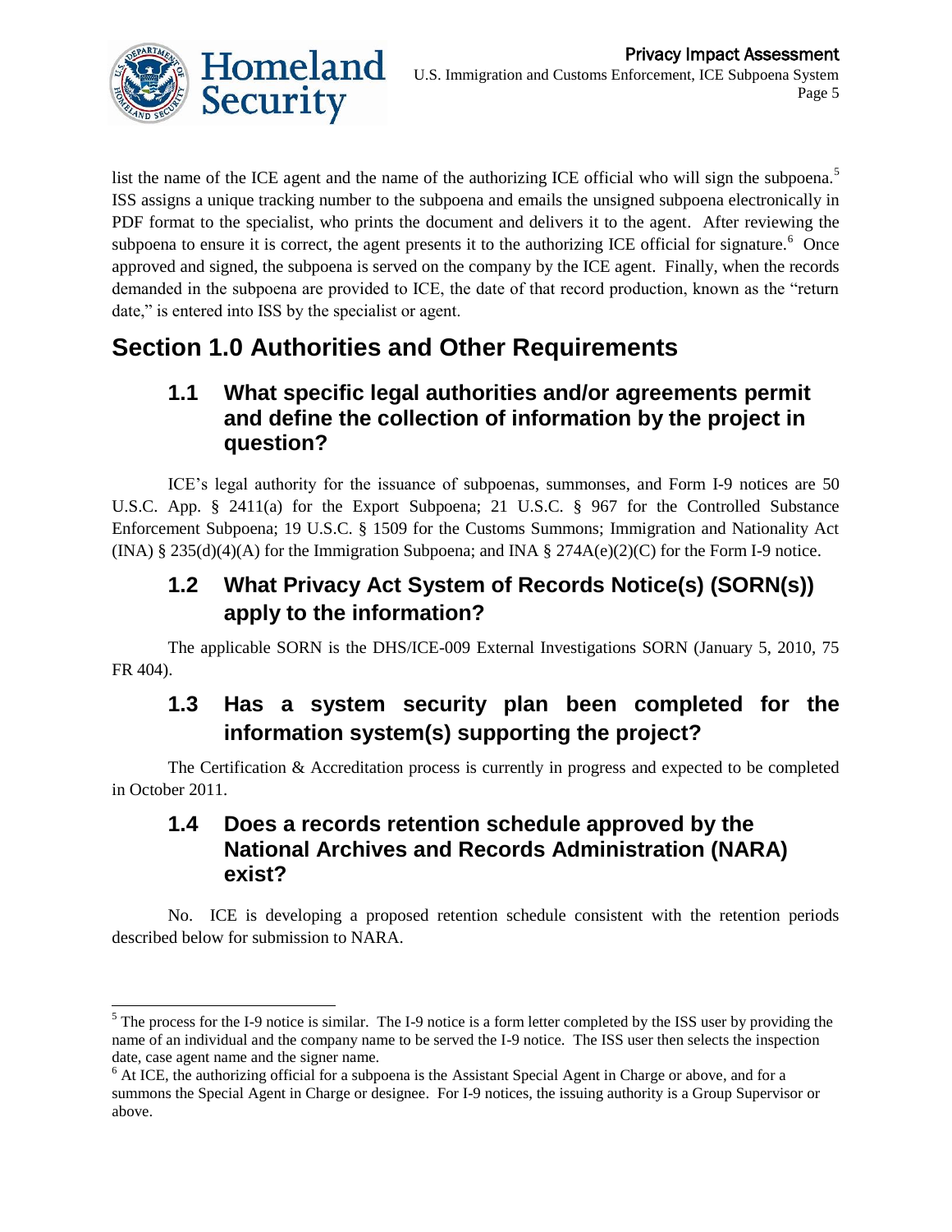list the name of the ICE agent and the name of the authorizing ICE official who will sign the subpoena.[5] ISS assigns a unique tracking number to the subpoena and emails the unsigned subpoena electronically in PDF format to the specialist, who prints the document and delivers it to the agent. After reviewing the subpoena to ensure it is correct, the agent presents it to the authorizing ICE official for signature.[6] Once approved and signed, the subpoena is served on the company by the ICE agent. Finally, when the records demanded in the subpoena are provided to ICE, the date of that record production, known as the "return date," is entered into ISS by the specialist or agent.

# Section 1.0 Authorities and Other Requirements

## 1.1 What specific legal authorities and/or agreements permit and define the collection of information by the project in question?

ICE's legal authority for the issuance of subpoenas, summonses, and Form I-9 notices are 50 U.S.C. App. § 2411(a) for the Export Subpoena; 21 U.S.C. § 967 for the Controlled Substance Enforcement Subpoena; 19 U.S.C. § 1509 for the Customs Summons; Immigration and Nationality Act (INA) § 235(d)(4)(A) for the Immigration Subpoena; and INA § 274A(e)(2)(C) for the Form I-9 notice.

## 1.2 What Privacy Act System of Records Notice(s) (SORN(s)) apply to the information?

The applicable SORN is the DHS/ICE-009 External Investigations SORN (January 5, 2010, 75 FR 404).

## 1.3 Has a system security plan been completed for the information system(s) supporting the project?

The Certification & Accreditation process is currently in progress and expected to be completed in October 2011.

## 1.4 Does a records retention schedule approved by the National Archives and Records Administration (NARA) exist?

No. ICE is developing a proposed retention schedule consistent with the retention periods described below for submission to NARA.

---

[5] The process for the I-9 notice is similar. The I-9 notice is a form letter completed by the ISS user by providing the name of an individual and the company name to be served the I-9 notice. The ISS user then selects the inspection date, case agent name and the signer name.

[6] At ICE, the authorizing official for a subpoena is the Assistant Special Agent in Charge or above, and for a summons the Special Agent in Charge or designee. For I-9 notices, the issuing authority is a Group Supervisor or above.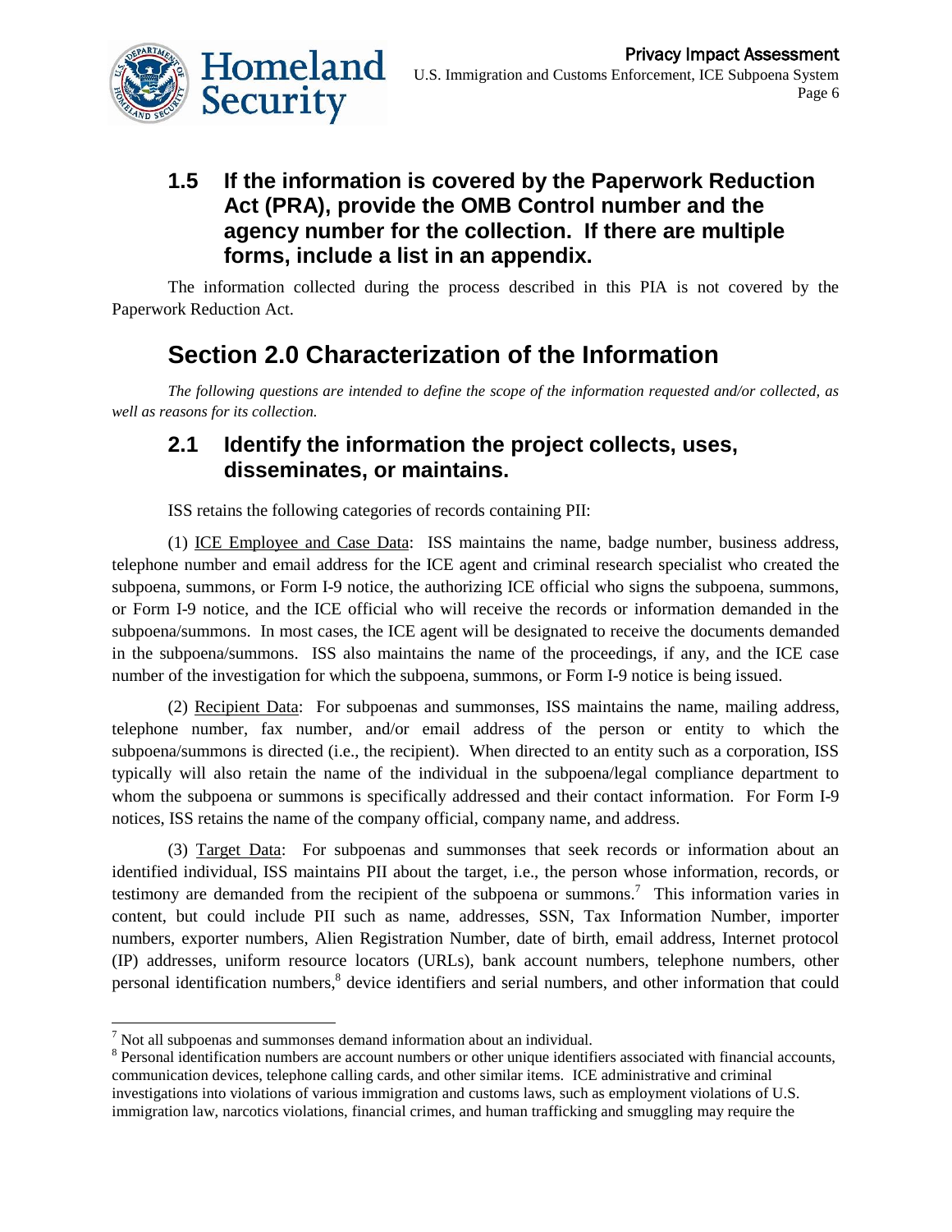### 1.5 If the information is covered by the Paperwork Reduction Act (PRA), provide the OMB Control number and the agency number for the collection. If there are multiple forms, include a list in an appendix.

The information collected during the process described in this PIA is not covered by the Paperwork Reduction Act.

## Section 2.0 Characterization of the Information

*The following questions are intended to define the scope of the information requested and/or collected, as well as reasons for its collection.*

### 2.1 Identify the information the project collects, uses, disseminates, or maintains.

ISS retains the following categories of records containing PII:

(1) <u>ICE Employee and Case Data</u>: ISS maintains the name, badge number, business address, telephone number and email address for the ICE agent and criminal research specialist who created the subpoena, summons, or Form I-9 notice, the authorizing ICE official who signs the subpoena, summons, or Form I-9 notice, and the ICE official who will receive the records or information demanded in the subpoena/summons. In most cases, the ICE agent will be designated to receive the documents demanded in the subpoena/summons. ISS also maintains the name of the proceedings, if any, and the ICE case number of the investigation for which the subpoena, summons, or Form I-9 notice is being issued.

(2) <u>Recipient Data</u>: For subpoenas and summonses, ISS maintains the name, mailing address, telephone number, fax number, and/or email address of the person or entity to which the subpoena/summons is directed (i.e., the recipient). When directed to an entity such as a corporation, ISS typically will also retain the name of the individual in the subpoena/legal compliance department to whom the subpoena or summons is specifically addressed and their contact information. For Form I-9 notices, ISS retains the name of the company official, company name, and address.

(3) <u>Target Data</u>: For subpoenas and summonses that seek records or information about an identified individual, ISS maintains PII about the target, i.e., the person whose information, records, or testimony are demanded from the recipient of the subpoena or summons.[7] This information varies in content, but could include PII such as name, addresses, SSN, Tax Information Number, importer numbers, exporter numbers, Alien Registration Number, date of birth, email address, Internet protocol (IP) addresses, uniform resource locators (URLs), bank account numbers, telephone numbers, other personal identification numbers,[8] device identifiers and serial numbers, and other information that could

---

[7] Not all subpoenas and summonses demand information about an individual.

[8] Personal identification numbers are account numbers or other unique identifiers associated with financial accounts, communication devices, telephone calling cards, and other similar items. ICE administrative and criminal investigations into violations of various immigration and customs laws, such as employment violations of U.S. immigration law, narcotics violations, financial crimes, and human trafficking and smuggling may require the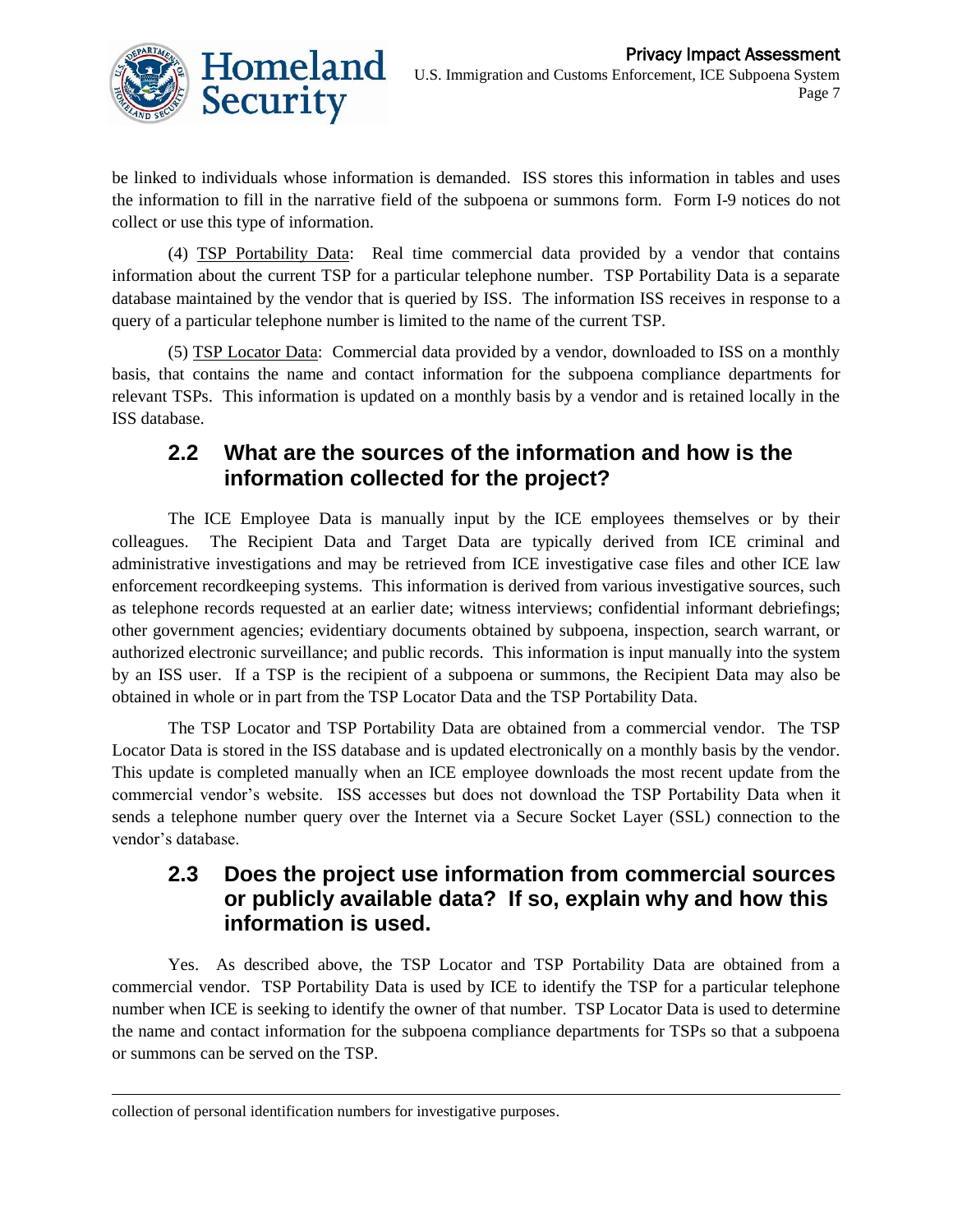be linked to individuals whose information is demanded. ISS stores this information in tables and uses the information to fill in the narrative field of the subpoena or summons form. Form I-9 notices do not collect or use this type of information.

(4) TSP Portability Data: Real time commercial data provided by a vendor that contains information about the current TSP for a particular telephone number. TSP Portability Data is a separate database maintained by the vendor that is queried by ISS. The information ISS receives in response to a query of a particular telephone number is limited to the name of the current TSP.

(5) TSP Locator Data: Commercial data provided by a vendor, downloaded to ISS on a monthly basis, that contains the name and contact information for the subpoena compliance departments for relevant TSPs. This information is updated on a monthly basis by a vendor and is retained locally in the ISS database.

## 2.2 What are the sources of the information and how is the information collected for the project?

The ICE Employee Data is manually input by the ICE employees themselves or by their colleagues. The Recipient Data and Target Data are typically derived from ICE criminal and administrative investigations and may be retrieved from ICE investigative case files and other ICE law enforcement recordkeeping systems. This information is derived from various investigative sources, such as telephone records requested at an earlier date; witness interviews; confidential informant debriefings; other government agencies; evidentiary documents obtained by subpoena, inspection, search warrant, or authorized electronic surveillance; and public records. This information is input manually into the system by an ISS user. If a TSP is the recipient of a subpoena or summons, the Recipient Data may also be obtained in whole or in part from the TSP Locator Data and the TSP Portability Data.

The TSP Locator and TSP Portability Data are obtained from a commercial vendor. The TSP Locator Data is stored in the ISS database and is updated electronically on a monthly basis by the vendor. This update is completed manually when an ICE employee downloads the most recent update from the commercial vendor's website. ISS accesses but does not download the TSP Portability Data when it sends a telephone number query over the Internet via a Secure Socket Layer (SSL) connection to the vendor's database.

## 2.3 Does the project use information from commercial sources or publicly available data? If so, explain why and how this information is used.

Yes. As described above, the TSP Locator and TSP Portability Data are obtained from a commercial vendor. TSP Portability Data is used by ICE to identify the TSP for a particular telephone number when ICE is seeking to identify the owner of that number. TSP Locator Data is used to determine the name and contact information for the subpoena compliance departments for TSPs so that a subpoena or summons can be served on the TSP.

---

collection of personal identification numbers for investigative purposes.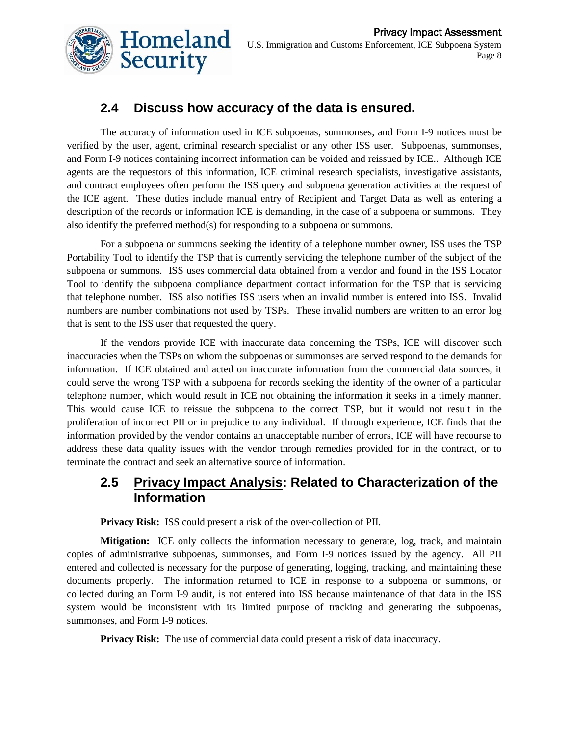## 2.4 Discuss how accuracy of the data is ensured.

The accuracy of information used in ICE subpoenas, summonses, and Form I-9 notices must be verified by the user, agent, criminal research specialist or any other ISS user. Subpoenas, summonses, and Form I-9 notices containing incorrect information can be voided and reissued by ICE.. Although ICE agents are the requestors of this information, ICE criminal research specialists, investigative assistants, and contract employees often perform the ISS query and subpoena generation activities at the request of the ICE agent. These duties include manual entry of Recipient and Target Data as well as entering a description of the records or information ICE is demanding, in the case of a subpoena or summons. They also identify the preferred method(s) for responding to a subpoena or summons.

For a subpoena or summons seeking the identity of a telephone number owner, ISS uses the TSP Portability Tool to identify the TSP that is currently servicing the telephone number of the subject of the subpoena or summons. ISS uses commercial data obtained from a vendor and found in the ISS Locator Tool to identify the subpoena compliance department contact information for the TSP that is servicing that telephone number. ISS also notifies ISS users when an invalid number is entered into ISS. Invalid numbers are number combinations not used by TSPs. These invalid numbers are written to an error log that is sent to the ISS user that requested the query.

If the vendors provide ICE with inaccurate data concerning the TSPs, ICE will discover such inaccuracies when the TSPs on whom the subpoenas or summonses are served respond to the demands for information. If ICE obtained and acted on inaccurate information from the commercial data sources, it could serve the wrong TSP with a subpoena for records seeking the identity of the owner of a particular telephone number, which would result in ICE not obtaining the information it seeks in a timely manner. This would cause ICE to reissue the subpoena to the correct TSP, but it would not result in the proliferation of incorrect PII or in prejudice to any individual. If through experience, ICE finds that the information provided by the vendor contains an unacceptable number of errors, ICE will have recourse to address these data quality issues with the vendor through remedies provided for in the contract, or to terminate the contract and seek an alternative source of information.

## 2.5 Privacy Impact Analysis: Related to Characterization of the Information

**Privacy Risk:** ISS could present a risk of the over-collection of PII.

**Mitigation:** ICE only collects the information necessary to generate, log, track, and maintain copies of administrative subpoenas, summonses, and Form I-9 notices issued by the agency. All PII entered and collected is necessary for the purpose of generating, logging, tracking, and maintaining these documents properly. The information returned to ICE in response to a subpoena or summons, or collected during an Form I-9 audit, is not entered into ISS because maintenance of that data in the ISS system would be inconsistent with its limited purpose of tracking and generating the subpoenas, summonses, and Form I-9 notices.

**Privacy Risk:** The use of commercial data could present a risk of data inaccuracy.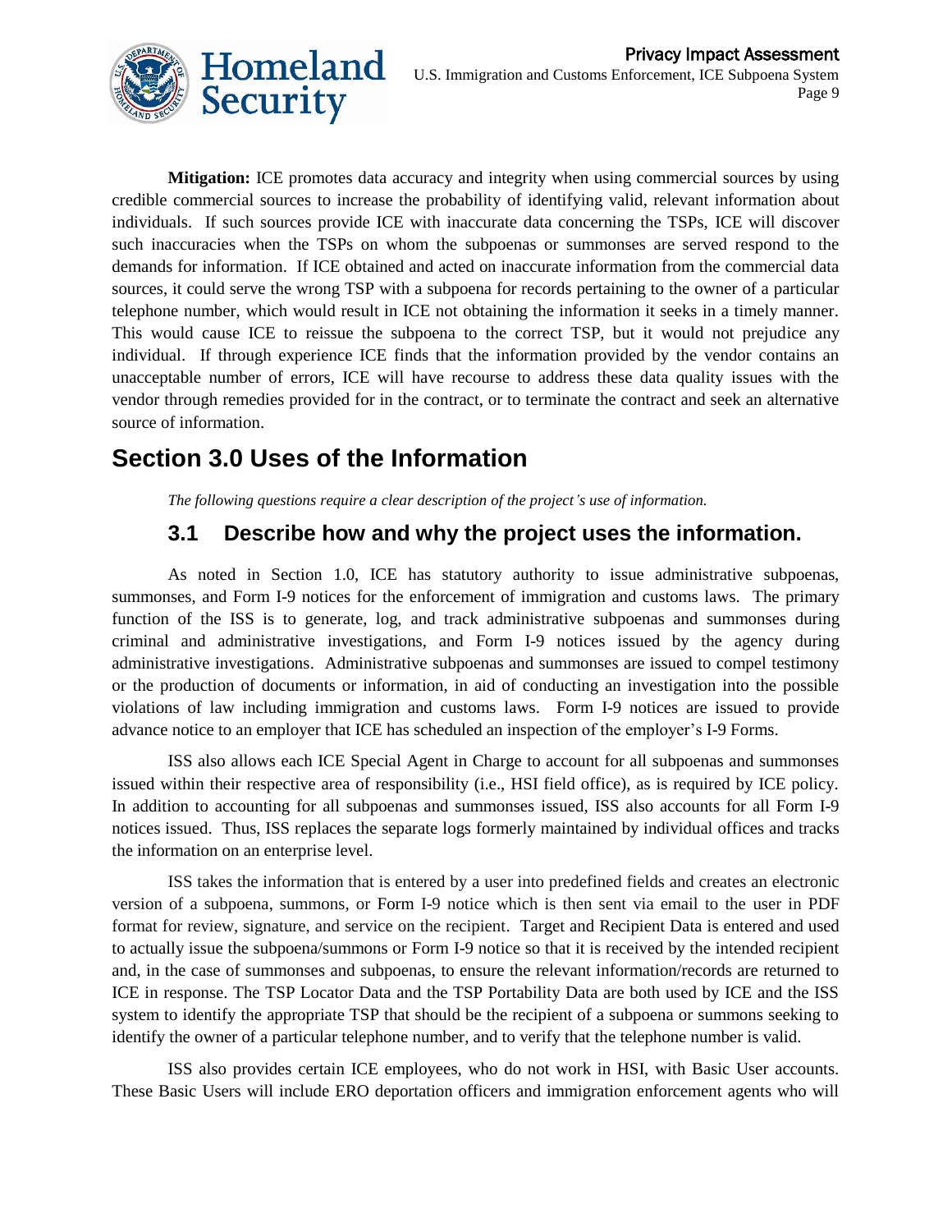**Mitigation:** ICE promotes data accuracy and integrity when using commercial sources by using credible commercial sources to increase the probability of identifying valid, relevant information about individuals. If such sources provide ICE with inaccurate data concerning the TSPs, ICE will discover such inaccuracies when the TSPs on whom the subpoenas or summonses are served respond to the demands for information. If ICE obtained and acted on inaccurate information from the commercial data sources, it could serve the wrong TSP with a subpoena for records pertaining to the owner of a particular telephone number, which would result in ICE not obtaining the information it seeks in a timely manner. This would cause ICE to reissue the subpoena to the correct TSP, but it would not prejudice any individual. If through experience ICE finds that the information provided by the vendor contains an unacceptable number of errors, ICE will have recourse to address these data quality issues with the vendor through remedies provided for in the contract, or to terminate the contract and seek an alternative source of information.

# Section 3.0 Uses of the Information

*The following questions require a clear description of the project's use of information.*

## 3.1 Describe how and why the project uses the information.

As noted in Section 1.0, ICE has statutory authority to issue administrative subpoenas, summonses, and Form I-9 notices for the enforcement of immigration and customs laws. The primary function of the ISS is to generate, log, and track administrative subpoenas and summonses during criminal and administrative investigations, and Form I-9 notices issued by the agency during administrative investigations. Administrative subpoenas and summonses are issued to compel testimony or the production of documents or information, in aid of conducting an investigation into the possible violations of law including immigration and customs laws. Form I-9 notices are issued to provide advance notice to an employer that ICE has scheduled an inspection of the employer's I-9 Forms.

ISS also allows each ICE Special Agent in Charge to account for all subpoenas and summonses issued within their respective area of responsibility (i.e., HSI field office), as is required by ICE policy. In addition to accounting for all subpoenas and summonses issued, ISS also accounts for all Form I-9 notices issued. Thus, ISS replaces the separate logs formerly maintained by individual offices and tracks the information on an enterprise level.

ISS takes the information that is entered by a user into predefined fields and creates an electronic version of a subpoena, summons, or Form I-9 notice which is then sent via email to the user in PDF format for review, signature, and service on the recipient. Target and Recipient Data is entered and used to actually issue the subpoena/summons or Form I-9 notice so that it is received by the intended recipient and, in the case of summonses and subpoenas, to ensure the relevant information/records are returned to ICE in response. The TSP Locator Data and the TSP Portability Data are both used by ICE and the ISS system to identify the appropriate TSP that should be the recipient of a subpoena or summons seeking to identify the owner of a particular telephone number, and to verify that the telephone number is valid.

ISS also provides certain ICE employees, who do not work in HSI, with Basic User accounts. These Basic Users will include ERO deportation officers and immigration enforcement agents who will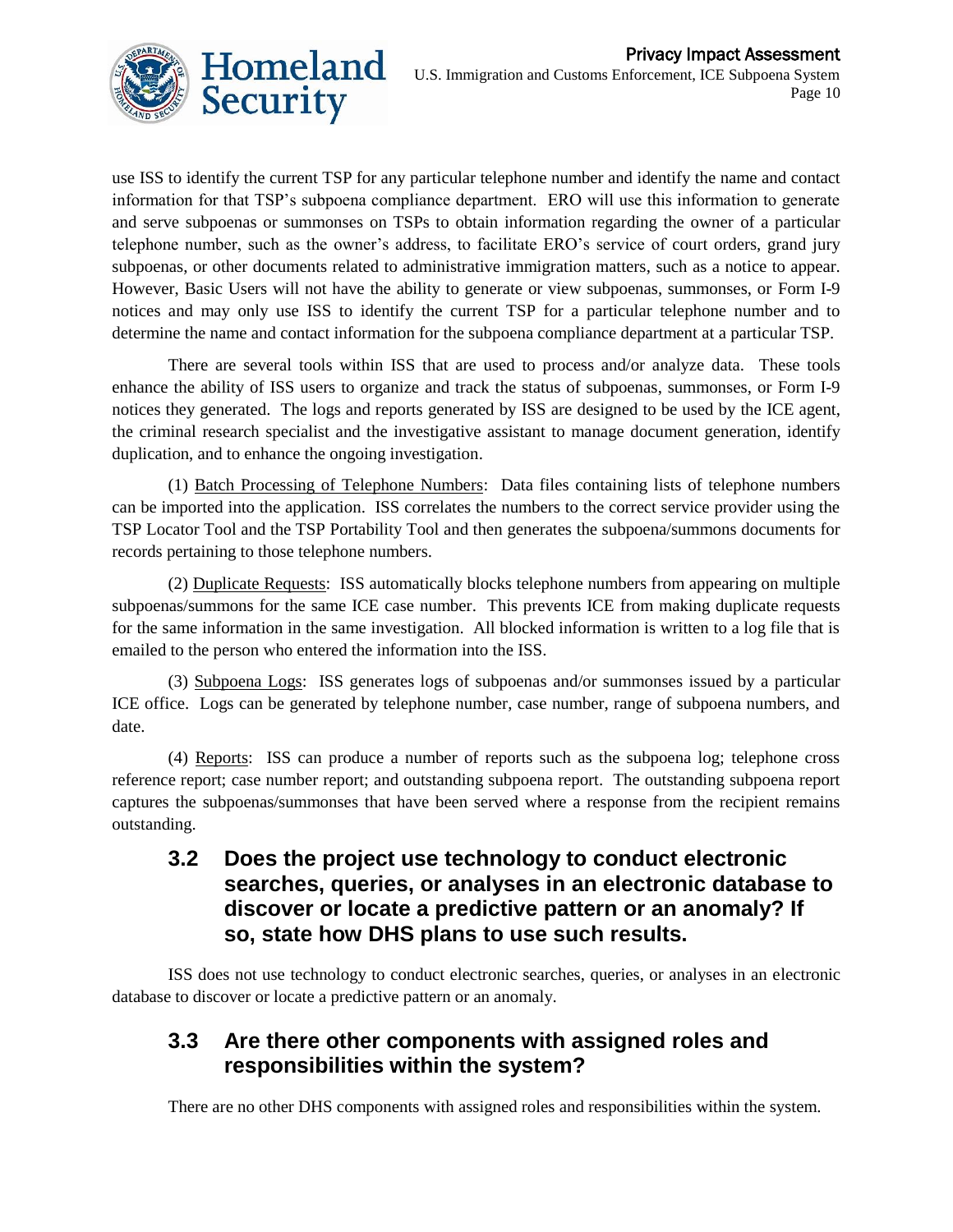use ISS to identify the current TSP for any particular telephone number and identify the name and contact information for that TSP's subpoena compliance department. ERO will use this information to generate and serve subpoenas or summonses on TSPs to obtain information regarding the owner of a particular telephone number, such as the owner's address, to facilitate ERO's service of court orders, grand jury subpoenas, or other documents related to administrative immigration matters, such as a notice to appear. However, Basic Users will not have the ability to generate or view subpoenas, summonses, or Form I-9 notices and may only use ISS to identify the current TSP for a particular telephone number and to determine the name and contact information for the subpoena compliance department at a particular TSP.

There are several tools within ISS that are used to process and/or analyze data. These tools enhance the ability of ISS users to organize and track the status of subpoenas, summonses, or Form I-9 notices they generated. The logs and reports generated by ISS are designed to be used by the ICE agent, the criminal research specialist and the investigative assistant to manage document generation, identify duplication, and to enhance the ongoing investigation.

(1) Batch Processing of Telephone Numbers: Data files containing lists of telephone numbers can be imported into the application. ISS correlates the numbers to the correct service provider using the TSP Locator Tool and the TSP Portability Tool and then generates the subpoena/summons documents for records pertaining to those telephone numbers.

(2) Duplicate Requests: ISS automatically blocks telephone numbers from appearing on multiple subpoenas/summons for the same ICE case number. This prevents ICE from making duplicate requests for the same information in the same investigation. All blocked information is written to a log file that is emailed to the person who entered the information into the ISS.

(3) Subpoena Logs: ISS generates logs of subpoenas and/or summonses issued by a particular ICE office. Logs can be generated by telephone number, case number, range of subpoena numbers, and date.

(4) Reports: ISS can produce a number of reports such as the subpoena log; telephone cross reference report; case number report; and outstanding subpoena report. The outstanding subpoena report captures the subpoenas/summonses that have been served where a response from the recipient remains outstanding.

## 3.2 Does the project use technology to conduct electronic searches, queries, or analyses in an electronic database to discover or locate a predictive pattern or an anomaly? If so, state how DHS plans to use such results.

ISS does not use technology to conduct electronic searches, queries, or analyses in an electronic database to discover or locate a predictive pattern or an anomaly.

## 3.3 Are there other components with assigned roles and responsibilities within the system?

There are no other DHS components with assigned roles and responsibilities within the system.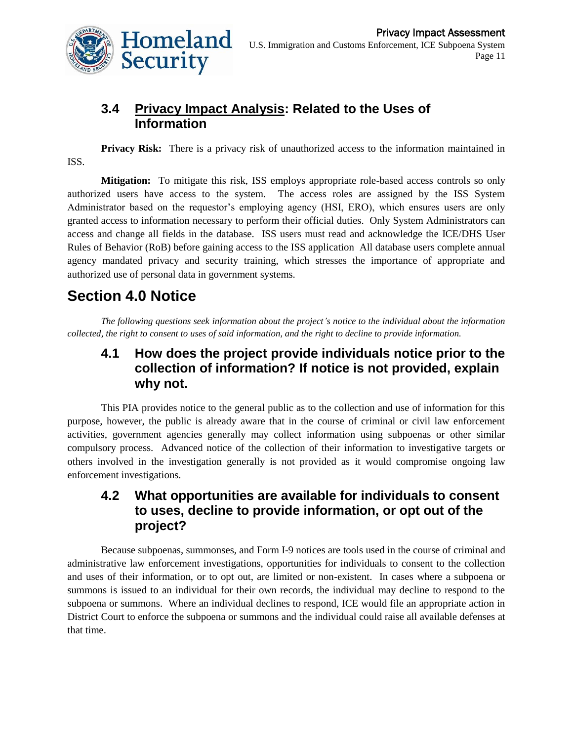### 3.4 Privacy Impact Analysis: Related to the Uses of Information

**Privacy Risk:** There is a privacy risk of unauthorized access to the information maintained in ISS.

**Mitigation:** To mitigate this risk, ISS employs appropriate role-based access controls so only authorized users have access to the system. The access roles are assigned by the ISS System Administrator based on the requestor's employing agency (HSI, ERO), which ensures users are only granted access to information necessary to perform their official duties. Only System Administrators can access and change all fields in the database. ISS users must read and acknowledge the ICE/DHS User Rules of Behavior (RoB) before gaining access to the ISS application All database users complete annual agency mandated privacy and security training, which stresses the importance of appropriate and authorized use of personal data in government systems.

## Section 4.0 Notice

*The following questions seek information about the project's notice to the individual about the information collected, the right to consent to uses of said information, and the right to decline to provide information.*

### 4.1 How does the project provide individuals notice prior to the collection of information? If notice is not provided, explain why not.

This PIA provides notice to the general public as to the collection and use of information for this purpose, however, the public is already aware that in the course of criminal or civil law enforcement activities, government agencies generally may collect information using subpoenas or other similar compulsory process. Advanced notice of the collection of their information to investigative targets or others involved in the investigation generally is not provided as it would compromise ongoing law enforcement investigations.

### 4.2 What opportunities are available for individuals to consent to uses, decline to provide information, or opt out of the project?

Because subpoenas, summonses, and Form I-9 notices are tools used in the course of criminal and administrative law enforcement investigations, opportunities for individuals to consent to the collection and uses of their information, or to opt out, are limited or non-existent. In cases where a subpoena or summons is issued to an individual for their own records, the individual may decline to respond to the subpoena or summons. Where an individual declines to respond, ICE would file an appropriate action in District Court to enforce the subpoena or summons and the individual could raise all available defenses at that time.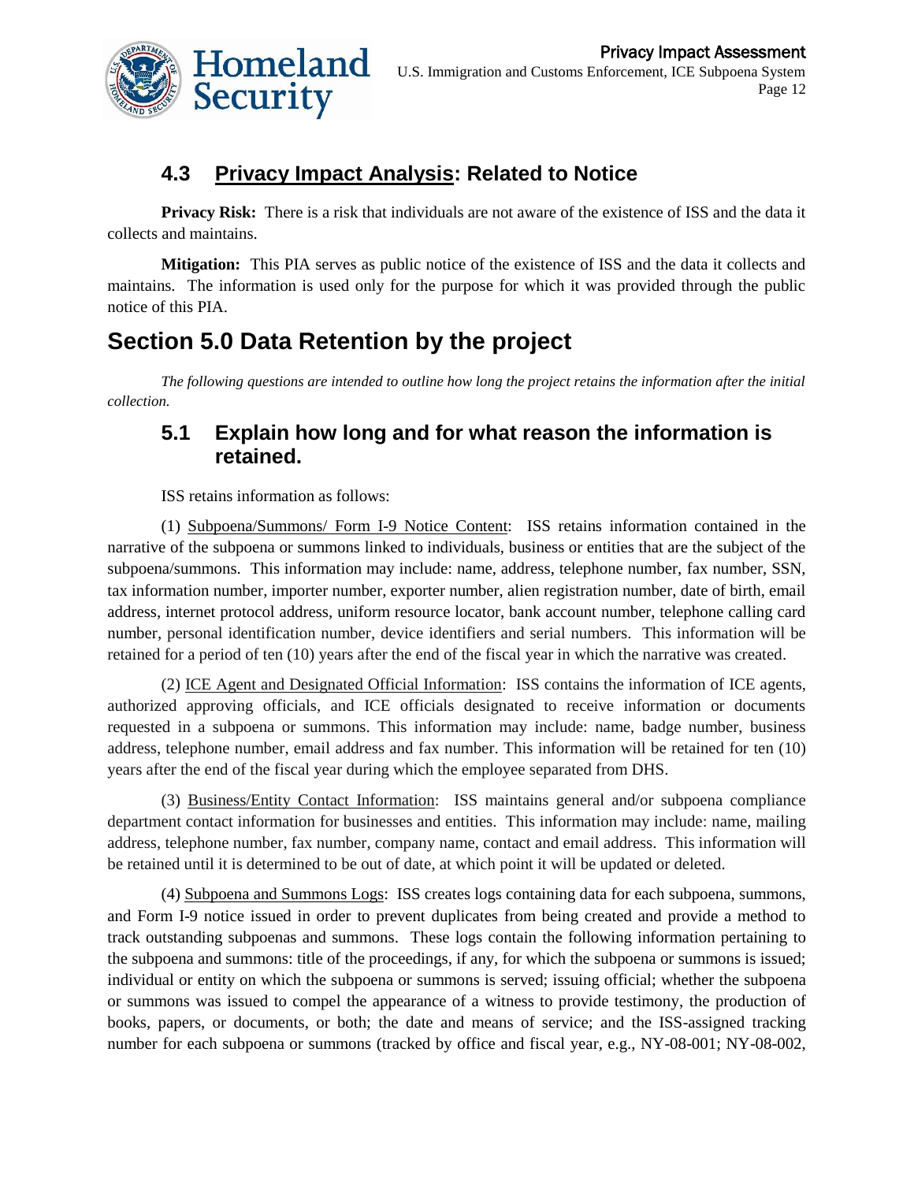### 4.3 Privacy Impact Analysis: Related to Notice

**Privacy Risk:** There is a risk that individuals are not aware of the existence of ISS and the data it collects and maintains.

**Mitigation:** This PIA serves as public notice of the existence of ISS and the data it collects and maintains. The information is used only for the purpose for which it was provided through the public notice of this PIA.

## Section 5.0 Data Retention by the project

*The following questions are intended to outline how long the project retains the information after the initial collection.*

### 5.1 Explain how long and for what reason the information is retained.

ISS retains information as follows:

(1) Subpoena/Summons/ Form I-9 Notice Content: ISS retains information contained in the narrative of the subpoena or summons linked to individuals, business or entities that are the subject of the subpoena/summons. This information may include: name, address, telephone number, fax number, SSN, tax information number, importer number, exporter number, alien registration number, date of birth, email address, internet protocol address, uniform resource locator, bank account number, telephone calling card number, personal identification number, device identifiers and serial numbers. This information will be retained for a period of ten (10) years after the end of the fiscal year in which the narrative was created.

(2) ICE Agent and Designated Official Information: ISS contains the information of ICE agents, authorized approving officials, and ICE officials designated to receive information or documents requested in a subpoena or summons. This information may include: name, badge number, business address, telephone number, email address and fax number. This information will be retained for ten (10) years after the end of the fiscal year during which the employee separated from DHS.

(3) Business/Entity Contact Information: ISS maintains general and/or subpoena compliance department contact information for businesses and entities. This information may include: name, mailing address, telephone number, fax number, company name, contact and email address. This information will be retained until it is determined to be out of date, at which point it will be updated or deleted.

(4) Subpoena and Summons Logs: ISS creates logs containing data for each subpoena, summons, and Form I-9 notice issued in order to prevent duplicates from being created and provide a method to track outstanding subpoenas and summons. These logs contain the following information pertaining to the subpoena and summons: title of the proceedings, if any, for which the subpoena or summons is issued; individual or entity on which the subpoena or summons is served; issuing official; whether the subpoena or summons was issued to compel the appearance of a witness to provide testimony, the production of books, papers, or documents, or both; the date and means of service; and the ISS-assigned tracking number for each subpoena or summons (tracked by office and fiscal year, e.g., NY-08-001; NY-08-002,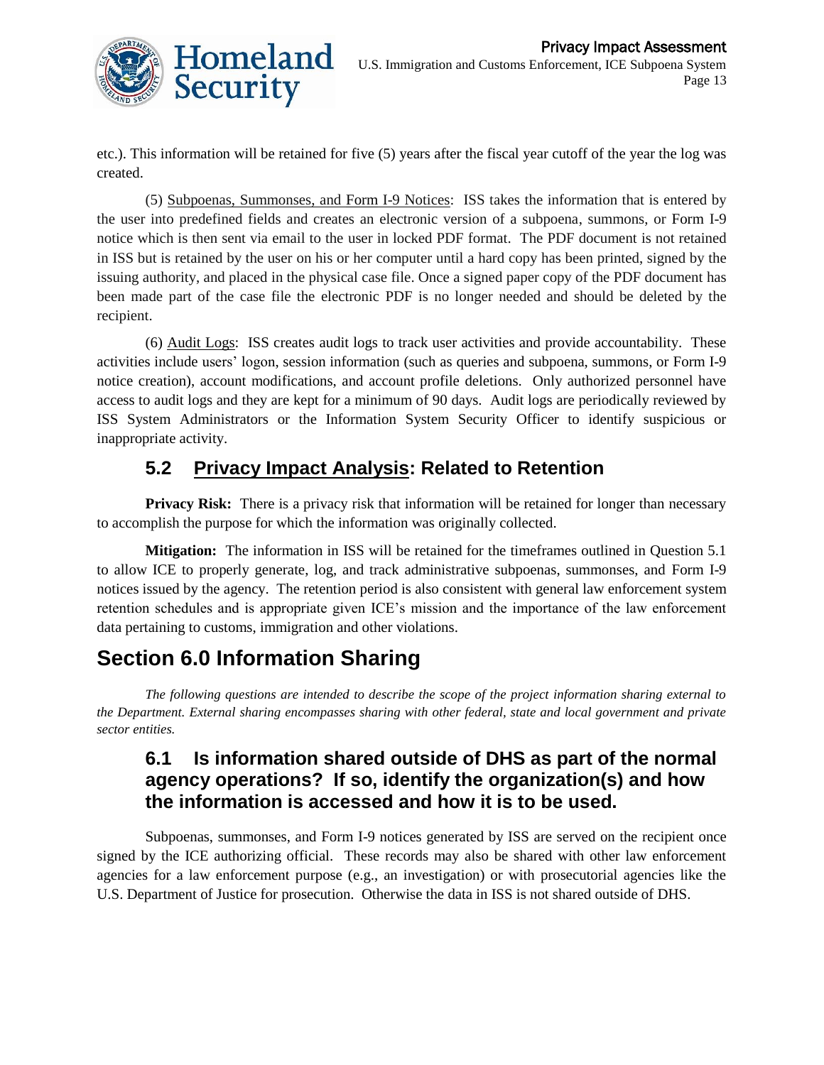etc.). This information will be retained for five (5) years after the fiscal year cutoff of the year the log was created.

(5) Subpoenas, Summonses, and Form I-9 Notices: ISS takes the information that is entered by the user into predefined fields and creates an electronic version of a subpoena, summons, or Form I-9 notice which is then sent via email to the user in locked PDF format. The PDF document is not retained in ISS but is retained by the user on his or her computer until a hard copy has been printed, signed by the issuing authority, and placed in the physical case file. Once a signed paper copy of the PDF document has been made part of the case file the electronic PDF is no longer needed and should be deleted by the recipient.

(6) Audit Logs: ISS creates audit logs to track user activities and provide accountability. These activities include users' logon, session information (such as queries and subpoena, summons, or Form I-9 notice creation), account modifications, and account profile deletions. Only authorized personnel have access to audit logs and they are kept for a minimum of 90 days. Audit logs are periodically reviewed by ISS System Administrators or the Information System Security Officer to identify suspicious or inappropriate activity.

### 5.2 Privacy Impact Analysis: Related to Retention

**Privacy Risk:** There is a privacy risk that information will be retained for longer than necessary to accomplish the purpose for which the information was originally collected.

**Mitigation:** The information in ISS will be retained for the timeframes outlined in Question 5.1 to allow ICE to properly generate, log, and track administrative subpoenas, summonses, and Form I-9 notices issued by the agency. The retention period is also consistent with general law enforcement system retention schedules and is appropriate given ICE's mission and the importance of the law enforcement data pertaining to customs, immigration and other violations.

## Section 6.0 Information Sharing

*The following questions are intended to describe the scope of the project information sharing external to the Department. External sharing encompasses sharing with other federal, state and local government and private sector entities.*

### 6.1 Is information shared outside of DHS as part of the normal agency operations? If so, identify the organization(s) and how the information is accessed and how it is to be used.

Subpoenas, summonses, and Form I-9 notices generated by ISS are served on the recipient once signed by the ICE authorizing official. These records may also be shared with other law enforcement agencies for a law enforcement purpose (e.g., an investigation) or with prosecutorial agencies like the U.S. Department of Justice for prosecution. Otherwise the data in ISS is not shared outside of DHS.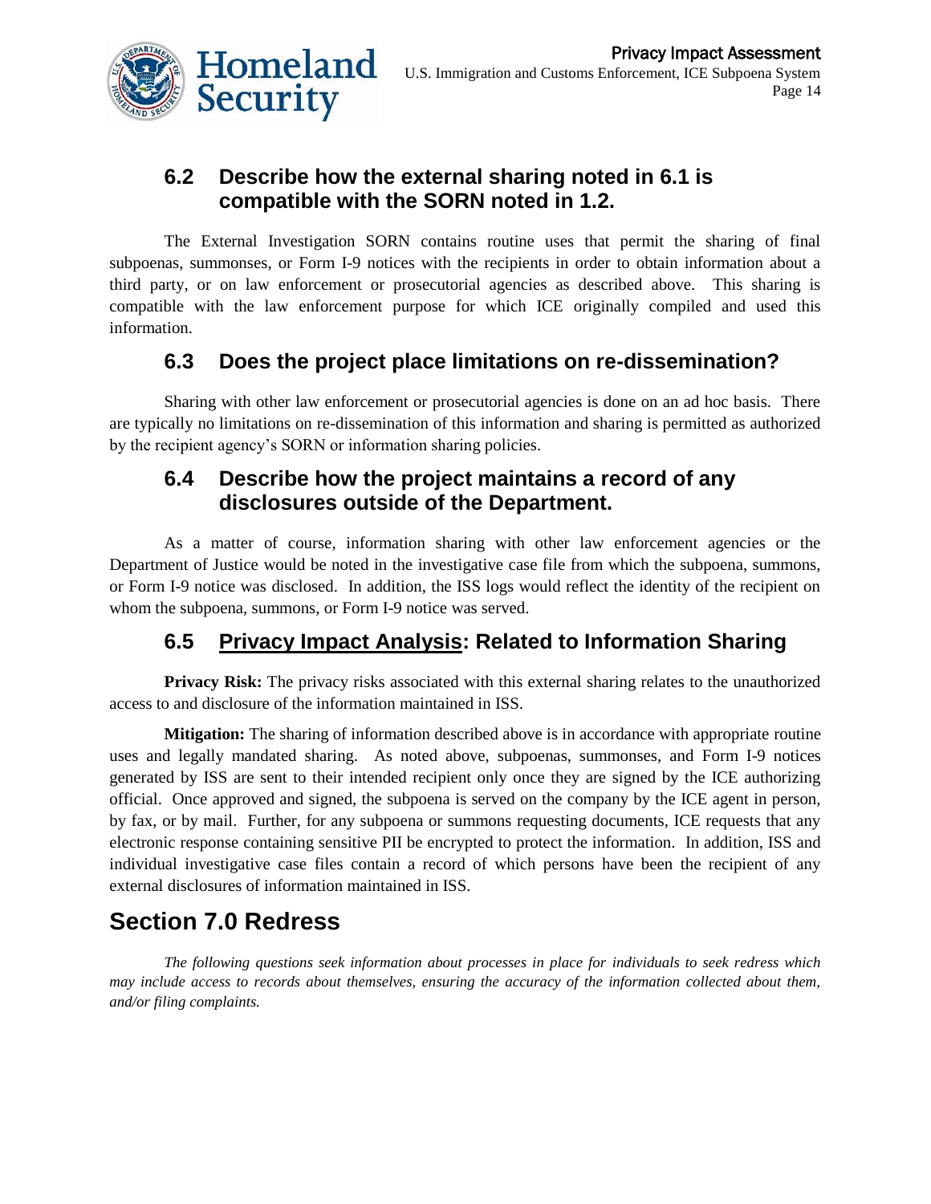### 6.2 Describe how the external sharing noted in 6.1 is compatible with the SORN noted in 1.2.

The External Investigation SORN contains routine uses that permit the sharing of final subpoenas, summonses, or Form I-9 notices with the recipients in order to obtain information about a third party, or on law enforcement or prosecutorial agencies as described above. This sharing is compatible with the law enforcement purpose for which ICE originally compiled and used this information.

### 6.3 Does the project place limitations on re-dissemination?

Sharing with other law enforcement or prosecutorial agencies is done on an ad hoc basis. There are typically no limitations on re-dissemination of this information and sharing is permitted as authorized by the recipient agency's SORN or information sharing policies.

### 6.4 Describe how the project maintains a record of any disclosures outside of the Department.

As a matter of course, information sharing with other law enforcement agencies or the Department of Justice would be noted in the investigative case file from which the subpoena, summons, or Form I-9 notice was disclosed. In addition, the ISS logs would reflect the identity of the recipient on whom the subpoena, summons, or Form I-9 notice was served.

### 6.5 Privacy Impact Analysis: Related to Information Sharing

**Privacy Risk:** The privacy risks associated with this external sharing relates to the unauthorized access to and disclosure of the information maintained in ISS.

**Mitigation:** The sharing of information described above is in accordance with appropriate routine uses and legally mandated sharing. As noted above, subpoenas, summonses, and Form I-9 notices generated by ISS are sent to their intended recipient only once they are signed by the ICE authorizing official. Once approved and signed, the subpoena is served on the company by the ICE agent in person, by fax, or by mail. Further, for any subpoena or summons requesting documents, ICE requests that any electronic response containing sensitive PII be encrypted to protect the information. In addition, ISS and individual investigative case files contain a record of which persons have been the recipient of any external disclosures of information maintained in ISS.

## Section 7.0 Redress

*The following questions seek information about processes in place for individuals to seek redress which may include access to records about themselves, ensuring the accuracy of the information collected about them, and/or filing complaints.*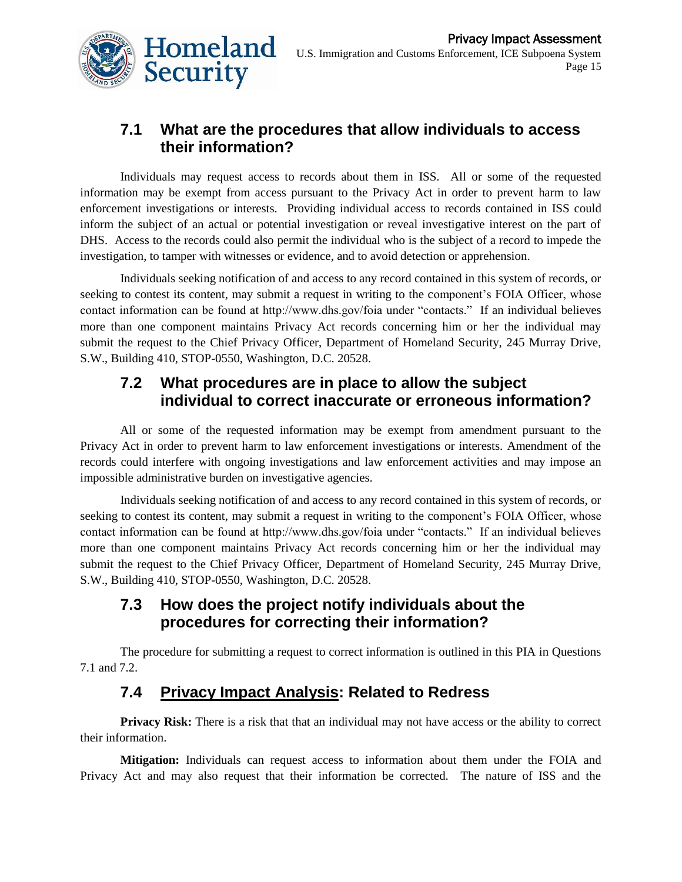## 7.1 What are the procedures that allow individuals to access their information?

Individuals may request access to records about them in ISS. All or some of the requested information may be exempt from access pursuant to the Privacy Act in order to prevent harm to law enforcement investigations or interests. Providing individual access to records contained in ISS could inform the subject of an actual or potential investigation or reveal investigative interest on the part of DHS. Access to the records could also permit the individual who is the subject of a record to impede the investigation, to tamper with witnesses or evidence, and to avoid detection or apprehension.

Individuals seeking notification of and access to any record contained in this system of records, or seeking to contest its content, may submit a request in writing to the component's FOIA Officer, whose contact information can be found at http://www.dhs.gov/foia under "contacts." If an individual believes more than one component maintains Privacy Act records concerning him or her the individual may submit the request to the Chief Privacy Officer, Department of Homeland Security, 245 Murray Drive, S.W., Building 410, STOP-0550, Washington, D.C. 20528.

## 7.2 What procedures are in place to allow the subject individual to correct inaccurate or erroneous information?

All or some of the requested information may be exempt from amendment pursuant to the Privacy Act in order to prevent harm to law enforcement investigations or interests. Amendment of the records could interfere with ongoing investigations and law enforcement activities and may impose an impossible administrative burden on investigative agencies.

Individuals seeking notification of and access to any record contained in this system of records, or seeking to contest its content, may submit a request in writing to the component's FOIA Officer, whose contact information can be found at http://www.dhs.gov/foia under "contacts." If an individual believes more than one component maintains Privacy Act records concerning him or her the individual may submit the request to the Chief Privacy Officer, Department of Homeland Security, 245 Murray Drive, S.W., Building 410, STOP-0550, Washington, D.C. 20528.

## 7.3 How does the project notify individuals about the procedures for correcting their information?

The procedure for submitting a request to correct information is outlined in this PIA in Questions 7.1 and 7.2.

## 7.4 Privacy Impact Analysis: Related to Redress

**Privacy Risk:** There is a risk that that an individual may not have access or the ability to correct their information.

**Mitigation:** Individuals can request access to information about them under the FOIA and Privacy Act and may also request that their information be corrected. The nature of ISS and the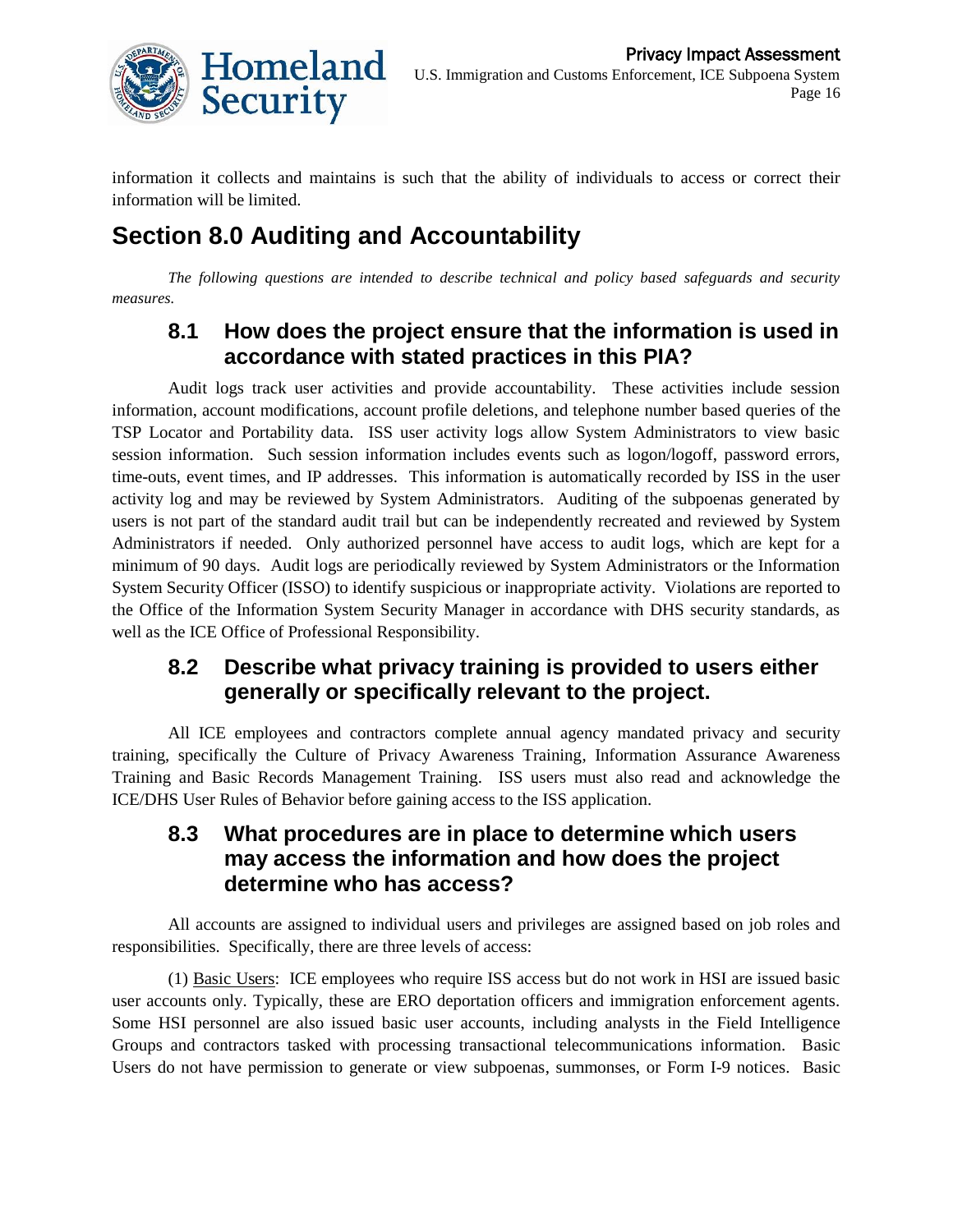information it collects and maintains is such that the ability of individuals to access or correct their information will be limited.

# Section 8.0 Auditing and Accountability

*The following questions are intended to describe technical and policy based safeguards and security measures.*

## 8.1 How does the project ensure that the information is used in accordance with stated practices in this PIA?

Audit logs track user activities and provide accountability. These activities include session information, account modifications, account profile deletions, and telephone number based queries of the TSP Locator and Portability data. ISS user activity logs allow System Administrators to view basic session information. Such session information includes events such as logon/logoff, password errors, time-outs, event times, and IP addresses. This information is automatically recorded by ISS in the user activity log and may be reviewed by System Administrators. Auditing of the subpoenas generated by users is not part of the standard audit trail but can be independently recreated and reviewed by System Administrators if needed. Only authorized personnel have access to audit logs, which are kept for a minimum of 90 days. Audit logs are periodically reviewed by System Administrators or the Information System Security Officer (ISSO) to identify suspicious or inappropriate activity. Violations are reported to the Office of the Information System Security Manager in accordance with DHS security standards, as well as the ICE Office of Professional Responsibility.

## 8.2 Describe what privacy training is provided to users either generally or specifically relevant to the project.

All ICE employees and contractors complete annual agency mandated privacy and security training, specifically the Culture of Privacy Awareness Training, Information Assurance Awareness Training and Basic Records Management Training. ISS users must also read and acknowledge the ICE/DHS User Rules of Behavior before gaining access to the ISS application.

## 8.3 What procedures are in place to determine which users may access the information and how does the project determine who has access?

All accounts are assigned to individual users and privileges are assigned based on job roles and responsibilities. Specifically, there are three levels of access:

(1) Basic Users: ICE employees who require ISS access but do not work in HSI are issued basic user accounts only. Typically, these are ERO deportation officers and immigration enforcement agents. Some HSI personnel are also issued basic user accounts, including analysts in the Field Intelligence Groups and contractors tasked with processing transactional telecommunications information. Basic Users do not have permission to generate or view subpoenas, summonses, or Form I-9 notices. Basic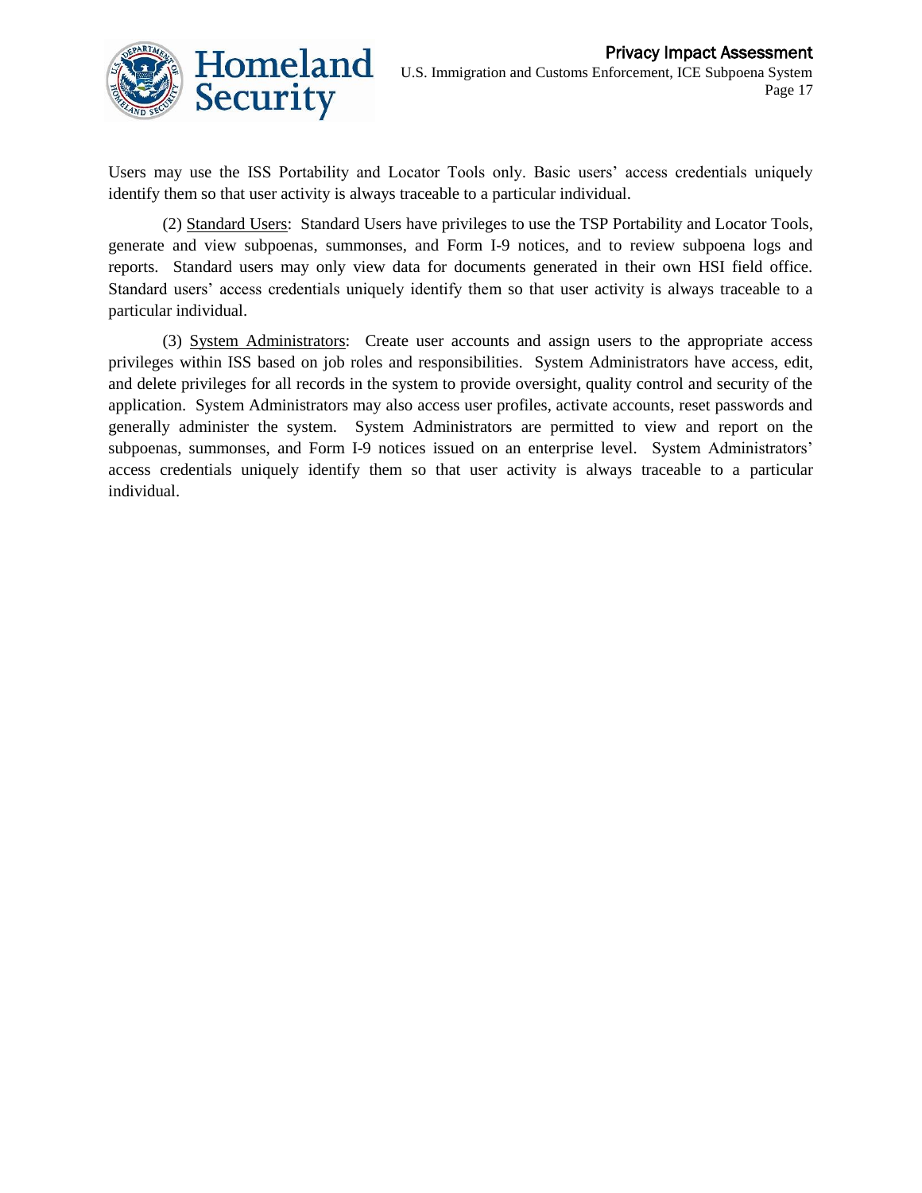Users may use the ISS Portability and Locator Tools only. Basic users' access credentials uniquely identify them so that user activity is always traceable to a particular individual.

(2) Standard Users: Standard Users have privileges to use the TSP Portability and Locator Tools, generate and view subpoenas, summonses, and Form I-9 notices, and to review subpoena logs and reports. Standard users may only view data for documents generated in their own HSI field office. Standard users' access credentials uniquely identify them so that user activity is always traceable to a particular individual.

(3) System Administrators: Create user accounts and assign users to the appropriate access privileges within ISS based on job roles and responsibilities. System Administrators have access, edit, and delete privileges for all records in the system to provide oversight, quality control and security of the application. System Administrators may also access user profiles, activate accounts, reset passwords and generally administer the system. System Administrators are permitted to view and report on the subpoenas, summonses, and Form I-9 notices issued on an enterprise level. System Administrators' access credentials uniquely identify them so that user activity is always traceable to a particular individual.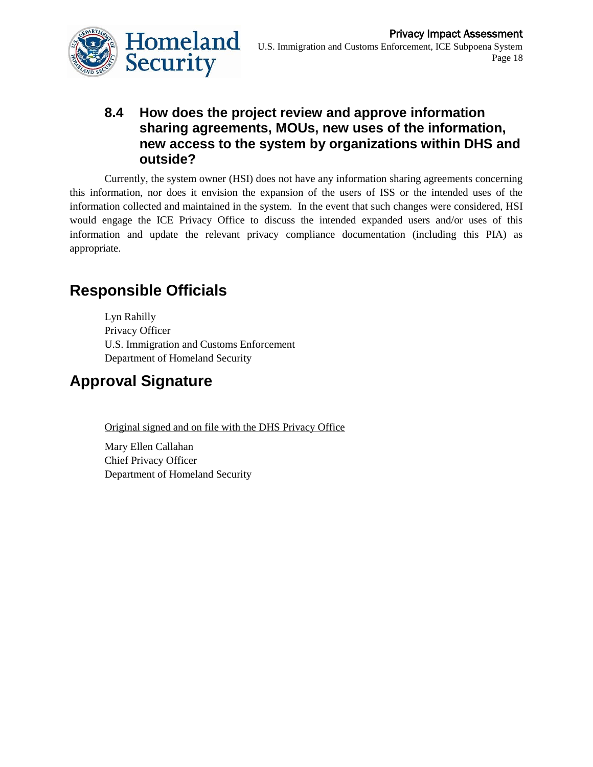### 8.4 How does the project review and approve information sharing agreements, MOUs, new uses of the information, new access to the system by organizations within DHS and outside?

Currently, the system owner (HSI) does not have any information sharing agreements concerning this information, nor does it envision the expansion of the users of ISS or the intended uses of the information collected and maintained in the system. In the event that such changes were considered, HSI would engage the ICE Privacy Office to discuss the intended expanded users and/or uses of this information and update the relevant privacy compliance documentation (including this PIA) as appropriate.

## Responsible Officials

Lyn Rahilly
Privacy Officer
U.S. Immigration and Customs Enforcement
Department of Homeland Security

## Approval Signature

Original signed and on file with the DHS Privacy Office

Mary Ellen Callahan
Chief Privacy Officer
Department of Homeland Security